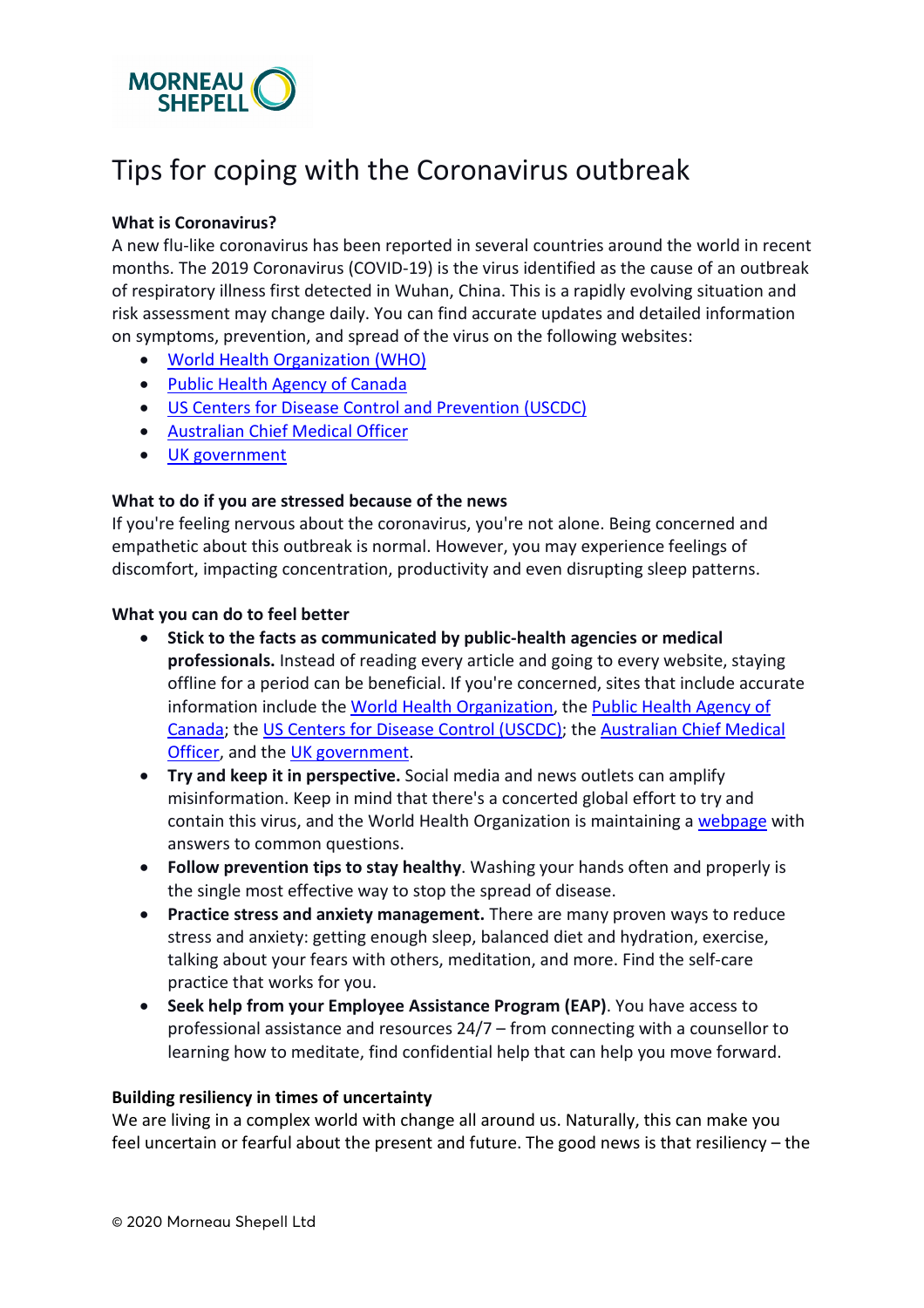# Tips for coping with the Coronavirus outbreak

**What is Coronavirus?**

A new flu-like coronavirus has been reported in several countries around the world in recent months. The 2019 Coronavirus (COVID-19) is the virus identified as the cause of an outbreak of respiratory illness first detected in Wuhan, China. This is a rapidly evolving situation and risk assessment may change daily. You can find accurate updates and detailed information on symptoms, prevention, and spread of the virus on the following websites:

- World Health Organization (WHO)
- Public Health Agency of Canada
- US Centers for Disease Control and Prevention (USCDC)
- Australian Chief Medical Officer
- UK government

**What to do if you are stressed because of the news**

If you're feeling nervous about the coronavirus, you're not alone. Being concerned and empathetic about this outbreak is normal. However, you may experience feelings of discomfort, impacting concentration, productivity and even disrupting sleep patterns.

**What you can do to feel better**

- **Stick to the facts as communicated by public-health agencies or medical professionals.** Instead of reading every article and going to every website, staying offline for a period can be beneficial. If you're concerned, sites that include accurate information include the World Health Organization, the Public Health Agency of Canada; the US Centers for Disease Control (USCDC); the Australian Chief Medical Officer, and the UK government.
- **Try and keep it in perspective.** Social media and news outlets can amplify misinformation. Keep in mind that there's a concerted global effort to try and contain this virus, and the World Health Organization is maintaining a webpage with answers to common questions.
- **Follow prevention tips to stay healthy**. Washing your hands often and properly is the single most effective way to stop the spread of disease.
- **Practice stress and anxiety management.** There are many proven ways to reduce stress and anxiety: getting enough sleep, balanced diet and hydration, exercise, talking about your fears with others, meditation, and more. Find the self-care practice that works for you.
- **Seek help from your Employee Assistance Program (EAP)**. You have access to professional assistance and resources 24/7 – from connecting with a counsellor to learning how to meditate, find confidential help that can help you move forward.

**Building resiliency in times of uncertainty**

We are living in a complex world with change all around us. Naturally, this can make you feel uncertain or fearful about the present and future. The good news is that resiliency – the

© 2020 Morneau Shepell Ltd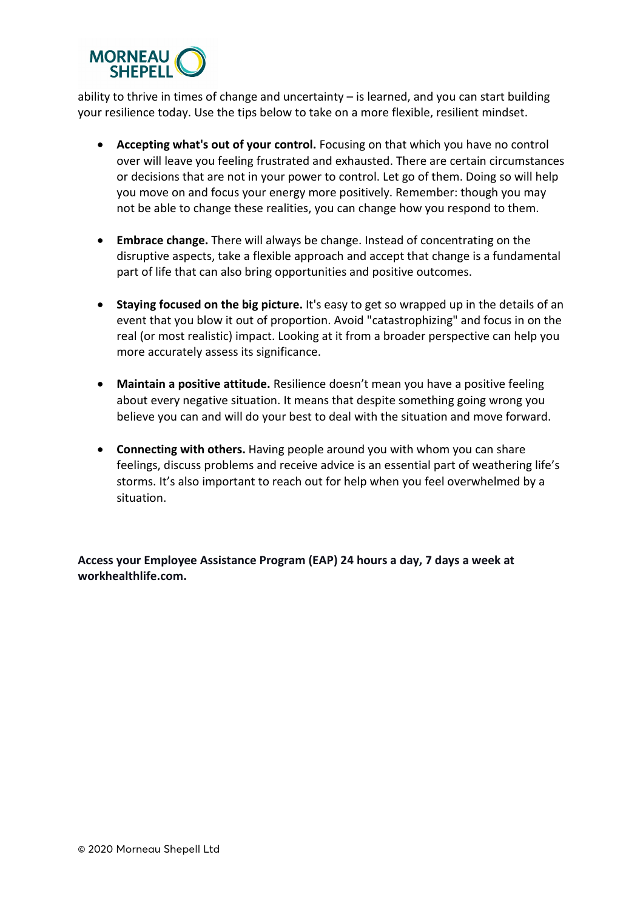ability to thrive in times of change and uncertainty – is learned, and you can start building your resilience today. Use the tips below to take on a more flexible, resilient mindset.

- **Accepting what's out of your control.** Focusing on that which you have no control over will leave you feeling frustrated and exhausted. There are certain circumstances or decisions that are not in your power to control. Let go of them. Doing so will help you move on and focus your energy more positively. Remember: though you may not be able to change these realities, you can change how you respond to them.

- **Embrace change.** There will always be change. Instead of concentrating on the disruptive aspects, take a flexible approach and accept that change is a fundamental part of life that can also bring opportunities and positive outcomes.

- **Staying focused on the big picture.** It's easy to get so wrapped up in the details of an event that you blow it out of proportion. Avoid "catastrophizing" and focus in on the real (or most realistic) impact. Looking at it from a broader perspective can help you more accurately assess its significance.

- **Maintain a positive attitude.** Resilience doesn't mean you have a positive feeling about every negative situation. It means that despite something going wrong you believe you can and will do your best to deal with the situation and move forward.

- **Connecting with others.** Having people around you with whom you can share feelings, discuss problems and receive advice is an essential part of weathering life's storms. It's also important to reach out for help when you feel overwhelmed by a situation.

**Access your Employee Assistance Program (EAP) 24 hours a day, 7 days a week at workhealthlife.com.**

© 2020 Morneau Shepell Ltd